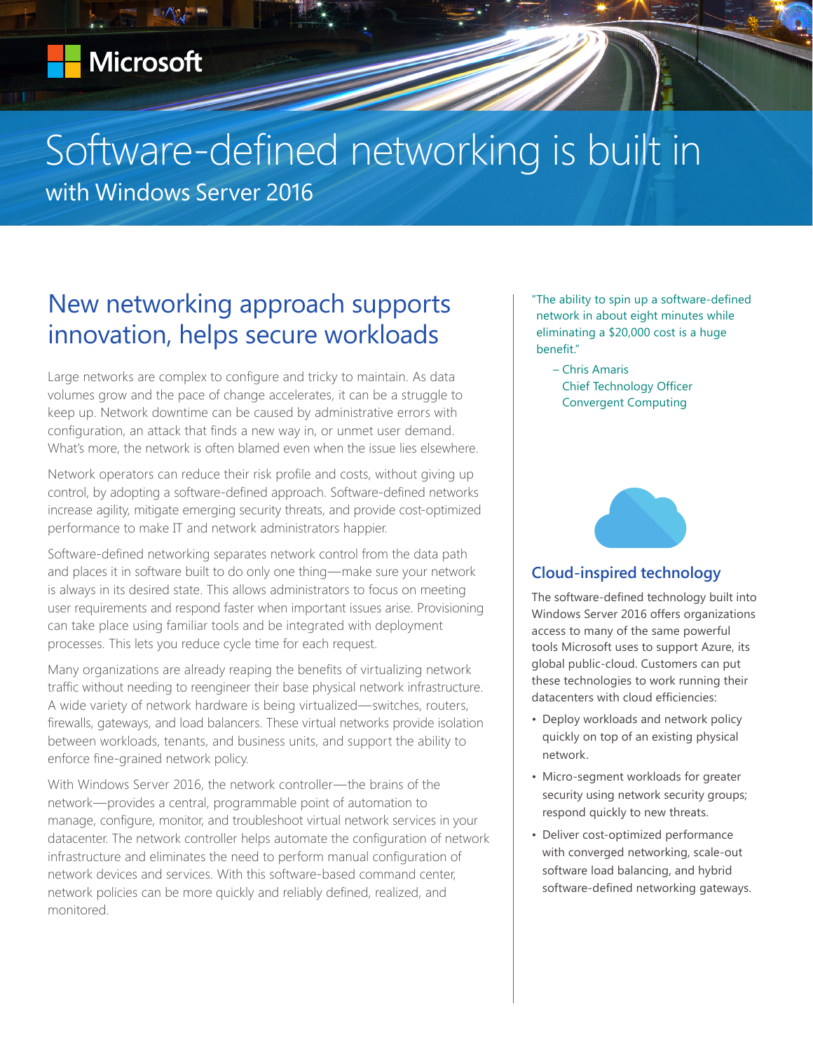Microsoft

# Software-defined networking is built in

with Windows Server 2016

## New networking approach supports innovation, helps secure workloads

Large networks are complex to configure and tricky to maintain. As data volumes grow and the pace of change accelerates, it can be a struggle to keep up. Network downtime can be caused by administrative errors with configuration, an attack that finds a new way in, or unmet user demand. What's more, the network is often blamed even when the issue lies elsewhere.

Network operators can reduce their risk profile and costs, without giving up control, by adopting a software-defined approach. Software-defined networks increase agility, mitigate emerging security threats, and provide cost-optimized performance to make IT and network administrators happier.

Software-defined networking separates network control from the data path and places it in software built to do only one thing—make sure your network is always in its desired state. This allows administrators to focus on meeting user requirements and respond faster when important issues arise. Provisioning can take place using familiar tools and be integrated with deployment processes. This lets you reduce cycle time for each request.

Many organizations are already reaping the benefits of virtualizing network traffic without needing to reengineer their base physical network infrastructure. A wide variety of network hardware is being virtualized—switches, routers, firewalls, gateways, and load balancers. These virtual networks provide isolation between workloads, tenants, and business units, and support the ability to enforce fine-grained network policy.

With Windows Server 2016, the network controller—the brains of the network—provides a central, programmable point of automation to manage, configure, monitor, and troubleshoot virtual network services in your datacenter. The network controller helps automate the configuration of network infrastructure and eliminates the need to perform manual configuration of network devices and services. With this software-based command center, network policies can be more quickly and reliably defined, realized, and monitored.

"The ability to spin up a software-defined network in about eight minutes while eliminating a $20,000 cost is a huge benefit."

– Chris Amaris
Chief Technology Officer
Convergent Computing

### Cloud-inspired technology

The software-defined technology built into Windows Server 2016 offers organizations access to many of the same powerful tools Microsoft uses to support Azure, its global public-cloud. Customers can put these technologies to work running their datacenters with cloud efficiencies:

- Deploy workloads and network policy quickly on top of an existing physical network.
- Micro-segment workloads for greater security using network security groups; respond quickly to new threats.
- Deliver cost-optimized performance with converged networking, scale-out software load balancing, and hybrid software-defined networking gateways.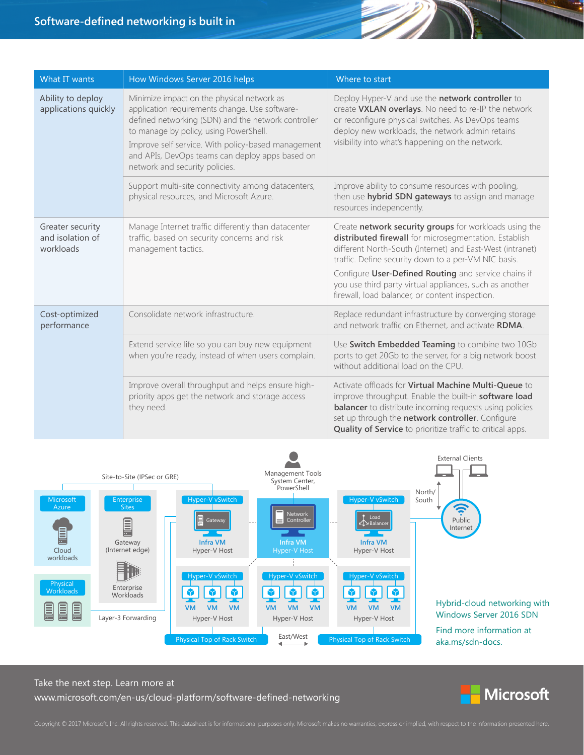## Software-defined networking is built in

| What IT wants | How Windows Server 2016 helps | Where to start |
| --- | --- | --- |
| Ability to deploy applications quickly | Minimize impact on the physical network as application requirements change. Use software-defined networking (SDN) and the network controller to manage by policy, using PowerShell.<br><br>Improve self service. With policy-based management and APIs, DevOps teams can deploy apps based on network and security policies. | Deploy Hyper-V and use the **network controller** to create **VXLAN overlays**. No need to re-IP the network or reconfigure physical switches. As DevOps teams deploy new workloads, the network admin retains visibility into what's happening on the network. |
| | Support multi-site connectivity among datacenters, physical resources, and Microsoft Azure. | Improve ability to consume resources with pooling, then use **hybrid SDN gateways** to assign and manage resources independently. |
| Greater security and isolation of workloads | Manage Internet traffic differently than datacenter traffic, based on security concerns and risk management tactics. | Create **network security groups** for workloads using the **distributed firewall** for microsegmentation. Establish different North-South (Internet) and East-West (intranet) traffic. Define security down to a per-VM NIC basis.<br><br>Configure **User-Defined Routing** and service chains if you use third party virtual appliances, such as another firewall, load balancer, or content inspection. |
| Cost-optimized performance | Consolidate network infrastructure. | Replace redundant infrastructure by converging storage and network traffic on Ethernet, and activate **RDMA**. |
| | Extend service life so you can buy new equipment when you're ready, instead of when users complain. | Use **Switch Embedded Teaming** to combine two 10Gb ports to get 20Gb to the server, for a big network boost without additional load on the CPU. |
| | Improve overall throughput and helps ensure high-priority apps get the network and storage access they need. | Activate offloads for **Virtual Machine Multi-Queue** to improve throughput. Enable the built-in **software load balancer** to distribute incoming requests using policies set up through the **network controller**. Configure **Quality of Service** to prioritize traffic to critical apps. |

Site-to-Site (IPSec or GRE)
Microsoft Azure
Cloud workloads
Physical Workloads
Enterprise Sites
Gateway (Internet edge)
Enterprise Workloads
Layer-3 Forwarding
Management Tools
System Center,
PowerShell
Hyper-V vSwitch
Gateway
Infra VM
Hyper-V Host
Network Controller
Load Balancer
VM
External Clients
North/South
Public Internet
Physical Top of Rack Switch
East/West

Hybrid-cloud networking with Windows Server 2016 SDN

Find more information at aka.ms/sdn-docs.

Take the next step. Learn more at
www.microsoft.com/en-us/cloud-platform/software-defined-networking

Microsoft

Copyright © 2017 Microsoft, Inc. All rights reserved. This datasheet is for informational purposes only. Microsoft makes no warranties, express or implied, with respect to the information presented here.